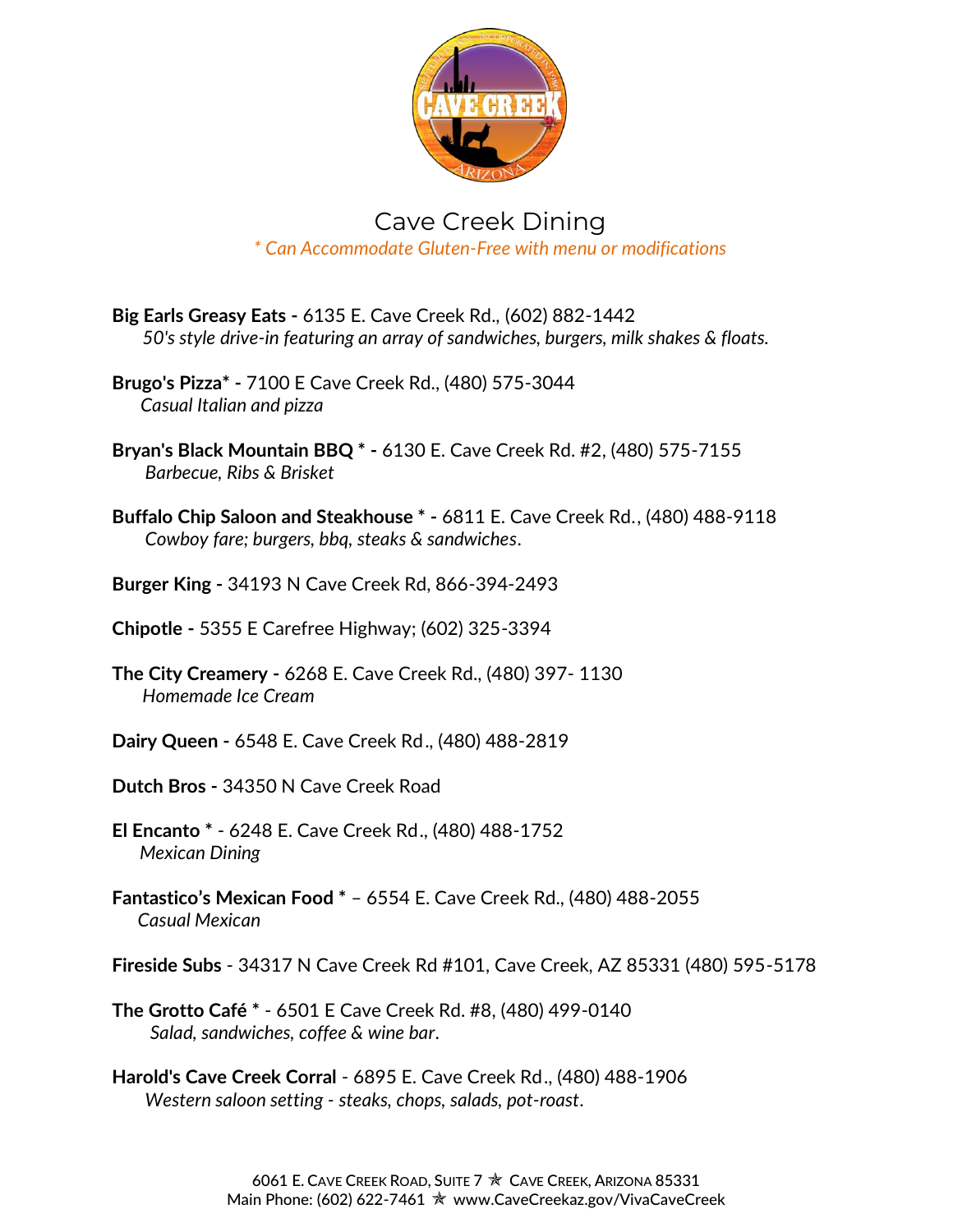# Cave Creek Dining

*\* Can Accommodate Gluten-Free with menu or modifications*

**Big Earls Greasy Eats -** 6135 E. Cave Creek Rd., (602) 882-1442
*50's style drive-in featuring an array of sandwiches, burgers, milk shakes & floats.*

**Brugo's Pizza\* -** 7100 E Cave Creek Rd., (480) 575-3044
*Casual Italian and pizza*

**Bryan's Black Mountain BBQ \* -** 6130 E. Cave Creek Rd. #2, (480) 575-7155
*Barbecue, Ribs & Brisket*

**Buffalo Chip Saloon and Steakhouse \* -** 6811 E. Cave Creek Rd., (480) 488-9118
*Cowboy fare; burgers, bbq, steaks & sandwiches*.

**Burger King -** 34193 N Cave Creek Rd, 866-394-2493

**Chipotle -** 5355 E Carefree Highway; (602) 325-3394

**The City Creamery -** 6268 E. Cave Creek Rd., (480) 397- 1130
*Homemade Ice Cream*

**Dairy Queen -** 6548 E. Cave Creek Rd., (480) 488-2819

**Dutch Bros -** 34350 N Cave Creek Road

**El Encanto** \* - 6248 E. Cave Creek Rd., (480) 488-1752
*Mexican Dining*

**Fantastico's Mexican Food** \* – 6554 E. Cave Creek Rd., (480) 488-2055
*Casual Mexican*

**Fireside Subs** - 34317 N Cave Creek Rd #101, Cave Creek, AZ 85331 (480) 595-5178

**The Grotto Café** \* - 6501 E Cave Creek Rd. #8, (480) 499-0140
*Salad, sandwiches, coffee & wine bar*.

**Harold's Cave Creek Corral** - 6895 E. Cave Creek Rd., (480) 488-1906
*Western saloon setting - steaks, chops, salads, pot-roast*.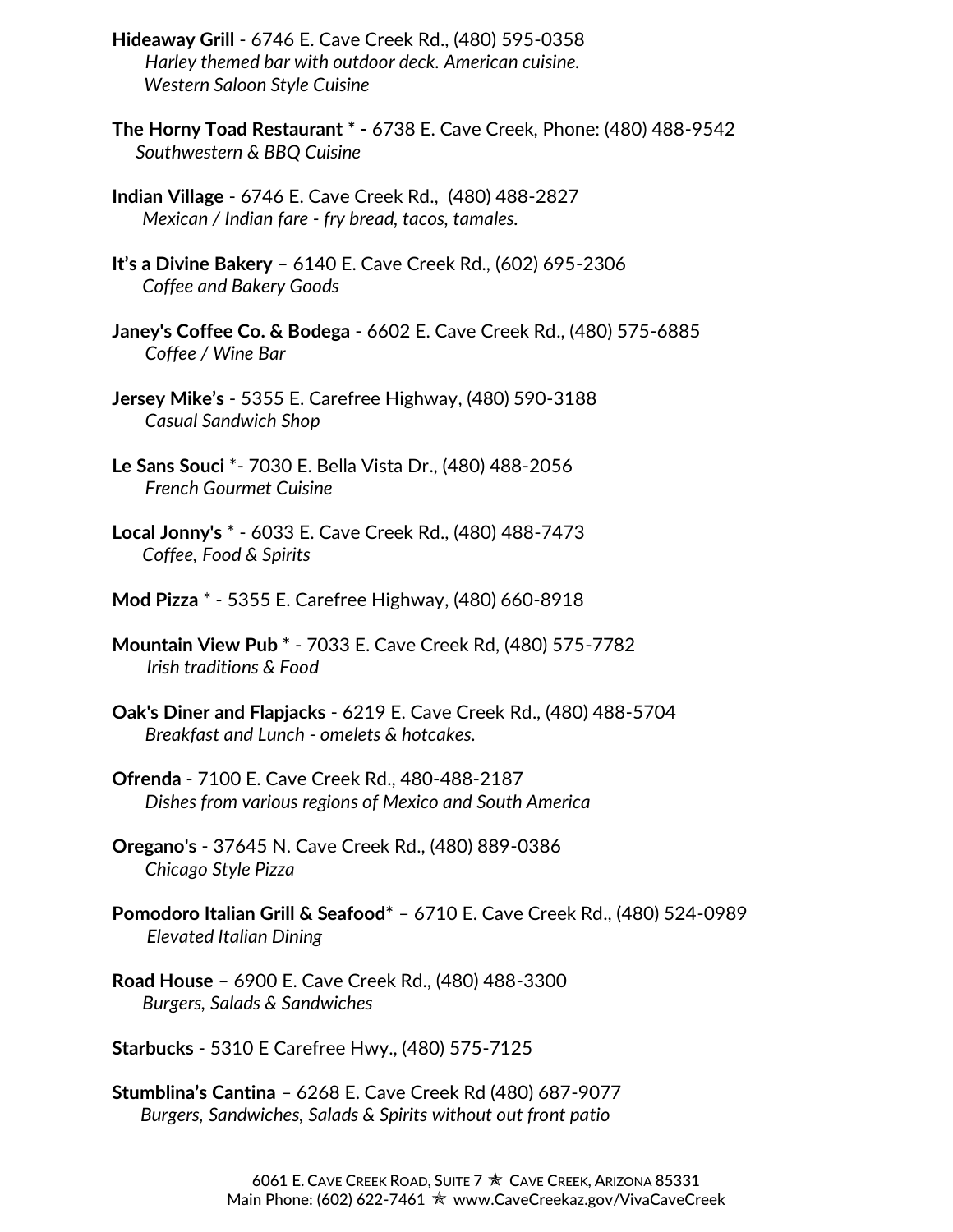**Hideaway Grill** - 6746 E. Cave Creek Rd., (480) 595-0358
*Harley themed bar with outdoor deck. American cuisine.*
*Western Saloon Style Cuisine*

**The Horny Toad Restaurant * -** 6738 E. Cave Creek, Phone: (480) 488-9542
*Southwestern & BBQ Cuisine*

**Indian Village** - 6746 E. Cave Creek Rd., (480) 488-2827
*Mexican / Indian fare - fry bread, tacos, tamales.*

**It's a Divine Bakery** – 6140 E. Cave Creek Rd., (602) 695-2306
*Coffee and Bakery Goods*

**Janey's Coffee Co. & Bodega** - 6602 E. Cave Creek Rd., (480) 575-6885
*Coffee / Wine Bar*

**Jersey Mike's** - 5355 E. Carefree Highway, (480) 590-3188
*Casual Sandwich Shop*

**Le Sans Souci** *- 7030 E. Bella Vista Dr., (480) 488-2056
*French Gourmet Cuisine*

**Local Jonny's** * - 6033 E. Cave Creek Rd., (480) 488-7473
*Coffee, Food & Spirits*

**Mod Pizza** * - 5355 E. Carefree Highway, (480) 660-8918

**Mountain View Pub *** - 7033 E. Cave Creek Rd, (480) 575-7782
*Irish traditions & Food*

**Oak's Diner and Flapjacks** - 6219 E. Cave Creek Rd., (480) 488-5704
*Breakfast and Lunch - omelets & hotcakes.*

**Ofrenda** - 7100 E. Cave Creek Rd., 480-488-2187
*Dishes from various regions of Mexico and South America*

**Oregano's** - 37645 N. Cave Creek Rd., (480) 889-0386
*Chicago Style Pizza*

**Pomodoro Italian Grill & Seafood*** – 6710 E. Cave Creek Rd., (480) 524-0989
*Elevated Italian Dining*

**Road House** – 6900 E. Cave Creek Rd., (480) 488-3300
*Burgers, Salads & Sandwiches*

**Starbucks** - 5310 E Carefree Hwy., (480) 575-7125

**Stumblina's Cantina** – 6268 E. Cave Creek Rd (480) 687-9077
*Burgers, Sandwiches, Salads & Spirits without out front patio*

6061 E. Cave Creek Road, Suite 7 ✯ Cave Creek, Arizona 85331
Main Phone: (602) 622-7461 ✯ www.CaveCreekaz.gov/VivaCaveCreek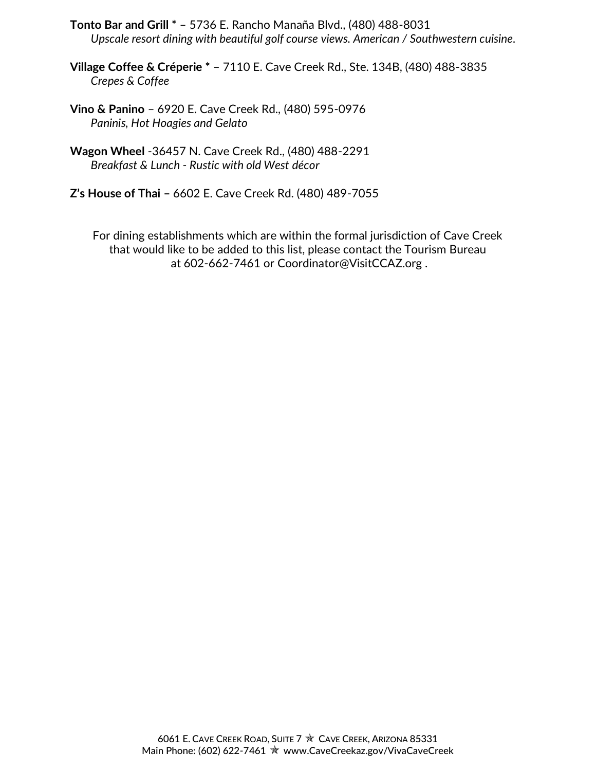**Tonto Bar and Grill** * – 5736 E. Rancho Manaña Blvd., (480) 488-8031
*Upscale resort dining with beautiful golf course views. American / Southwestern cuisine.*

**Village Coffee & Créperie** * – 7110 E. Cave Creek Rd., Ste. 134B, (480) 488-3835
*Crepes & Coffee*

**Vino & Panino** – 6920 E. Cave Creek Rd., (480) 595-0976
*Paninis, Hot Hoagies and Gelato*

**Wagon Wheel** -36457 N. Cave Creek Rd., (480) 488-2291
*Breakfast & Lunch - Rustic with old West décor*

**Z's House of Thai –** 6602 E. Cave Creek Rd. (480) 489-7055

For dining establishments which are within the formal jurisdiction of Cave Creek that would like to be added to this list, please contact the Tourism Bureau at 602-662-7461 or Coordinator@VisitCCAZ.org .